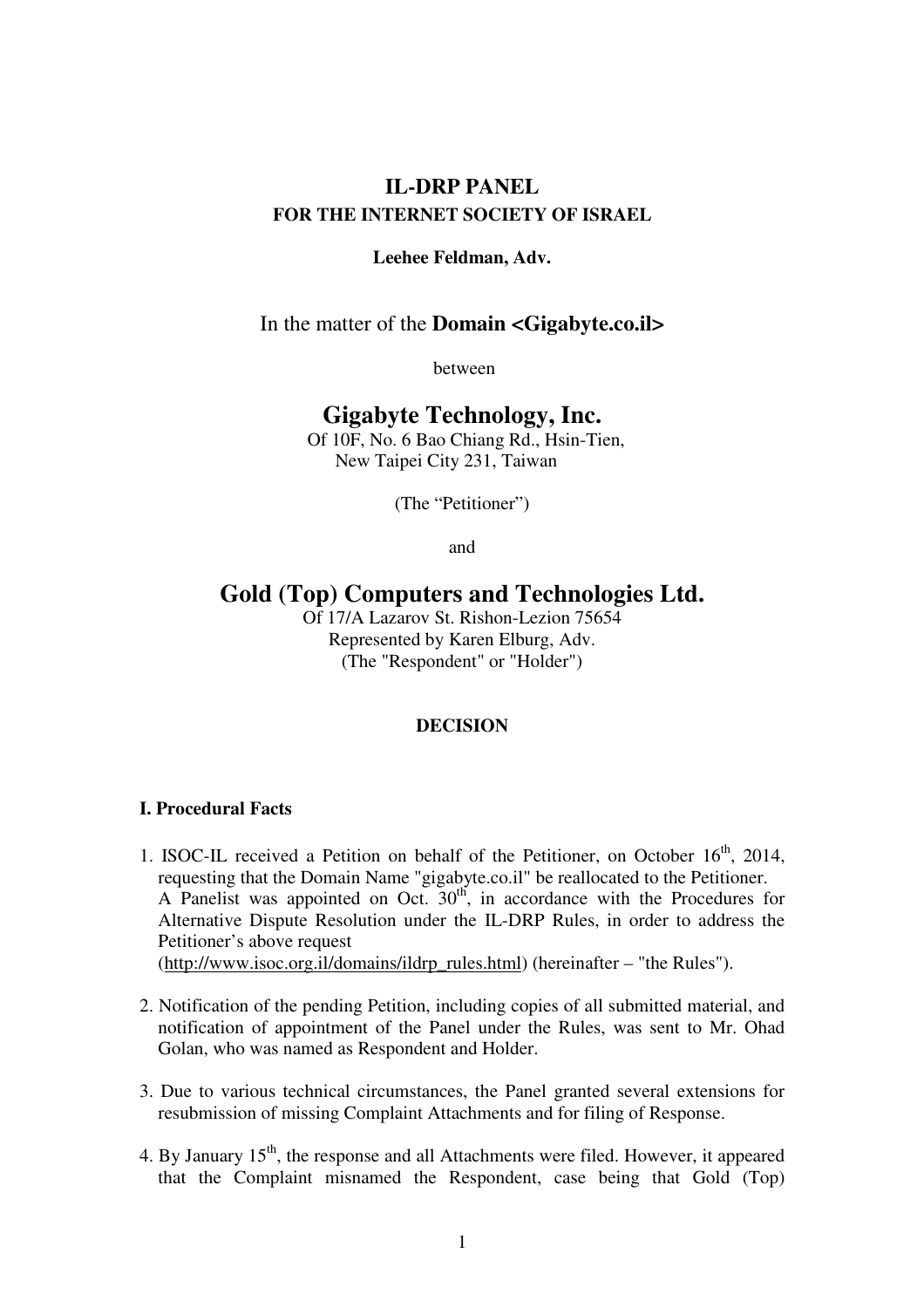# IL-DRP PANEL

## FOR THE INTERNET SOCIETY OF ISRAEL

**Leehee Feldman, Adv.**

In the matter of the **Domain <Gigabyte.co.il>**

between

## Gigabyte Technology, Inc.

Of 10F, No. 6 Bao Chiang Rd., Hsin-Tien,
New Taipei City 231, Taiwan

(The "Petitioner")

and

## Gold (Top) Computers and Technologies Ltd.

Of 17/A Lazarov St. Rishon-Lezion 75654
Represented by Karen Elburg, Adv.
(The "Respondent" or "Holder")

**DECISION**

### I. Procedural Facts

1. ISOC-IL received a Petition on behalf of the Petitioner, on October 16th, 2014, requesting that the Domain Name "gigabyte.co.il" be reallocated to the Petitioner. A Panelist was appointed on Oct. 30th, in accordance with the Procedures for Alternative Dispute Resolution under the IL-DRP Rules, in order to address the Petitioner's above request (http://www.isoc.org.il/domains/ildrp_rules.html) (hereinafter – "the Rules").

2. Notification of the pending Petition, including copies of all submitted material, and notification of appointment of the Panel under the Rules, was sent to Mr. Ohad Golan, who was named as Respondent and Holder.

3. Due to various technical circumstances, the Panel granted several extensions for resubmission of missing Complaint Attachments and for filing of Response.

4. By January 15th, the response and all Attachments were filed. However, it appeared that the Complaint misnamed the Respondent, case being that Gold (Top)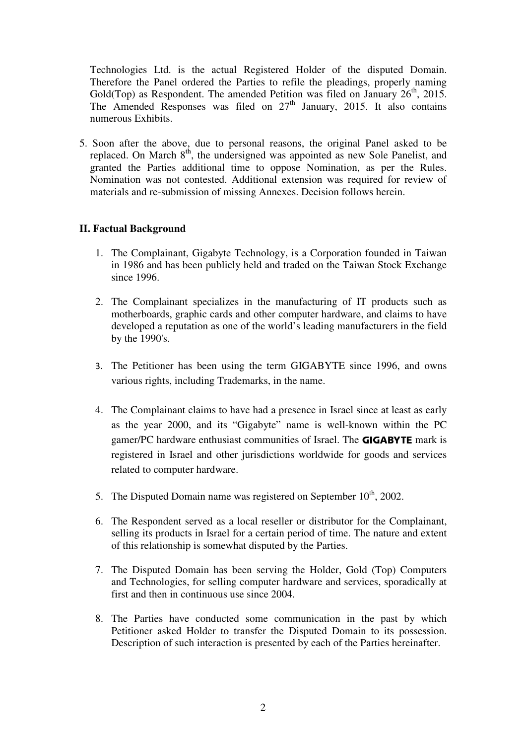Technologies Ltd. is the actual Registered Holder of the disputed Domain. Therefore the Panel ordered the Parties to refile the pleadings, properly naming Gold(Top) as Respondent. The amended Petition was filed on January 26th, 2015. The Amended Responses was filed on 27th January, 2015. It also contains numerous Exhibits.

5. Soon after the above, due to personal reasons, the original Panel asked to be replaced. On March 8th, the undersigned was appointed as new Sole Panelist, and granted the Parties additional time to oppose Nomination, as per the Rules. Nomination was not contested. Additional extension was required for review of materials and re-submission of missing Annexes. Decision follows herein.

## II. Factual Background

1. The Complainant, Gigabyte Technology, is a Corporation founded in Taiwan in 1986 and has been publicly held and traded on the Taiwan Stock Exchange since 1996.

2. The Complainant specializes in the manufacturing of IT products such as motherboards, graphic cards and other computer hardware, and claims to have developed a reputation as one of the world's leading manufacturers in the field by the 1990's.

3. The Petitioner has been using the term GIGABYTE since 1996, and owns various rights, including Trademarks, in the name.

4. The Complainant claims to have had a presence in Israel since at least as early as the year 2000, and its "Gigabyte" name is well-known within the PC gamer/PC hardware enthusiast communities of Israel. The **GIGABYTE** mark is registered in Israel and other jurisdictions worldwide for goods and services related to computer hardware.

5. The Disputed Domain name was registered on September 10th, 2002.

6. The Respondent served as a local reseller or distributor for the Complainant, selling its products in Israel for a certain period of time. The nature and extent of this relationship is somewhat disputed by the Parties.

7. The Disputed Domain has been serving the Holder, Gold (Top) Computers and Technologies, for selling computer hardware and services, sporadically at first and then in continuous use since 2004.

8. The Parties have conducted some communication in the past by which Petitioner asked Holder to transfer the Disputed Domain to its possession. Description of such interaction is presented by each of the Parties hereinafter.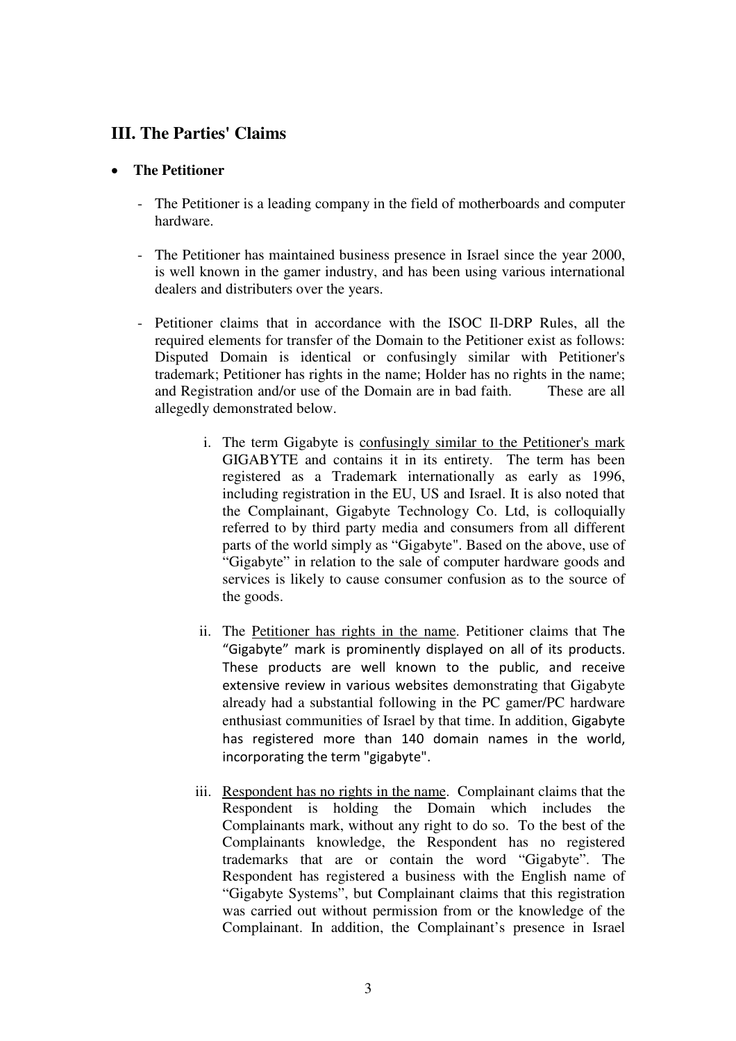## III. The Parties' Claims

- **The Petitioner**

  - The Petitioner is a leading company in the field of motherboards and computer hardware.

  - The Petitioner has maintained business presence in Israel since the year 2000, is well known in the gamer industry, and has been using various international dealers and distributers over the years.

  - Petitioner claims that in accordance with the ISOC Il-DRP Rules, all the required elements for transfer of the Domain to the Petitioner exist as follows: Disputed Domain is identical or confusingly similar with Petitioner's trademark; Petitioner has rights in the name; Holder has no rights in the name; and Registration and/or use of the Domain are in bad faith. These are all allegedly demonstrated below.

    i. The term Gigabyte is confusingly similar to the Petitioner's mark GIGABYTE and contains it in its entirety. The term has been registered as a Trademark internationally as early as 1996, including registration in the EU, US and Israel. It is also noted that the Complainant, Gigabyte Technology Co. Ltd, is colloquially referred to by third party media and consumers from all different parts of the world simply as "Gigabyte". Based on the above, use of "Gigabyte" in relation to the sale of computer hardware goods and services is likely to cause consumer confusion as to the source of the goods.

    ii. The Petitioner has rights in the name. Petitioner claims that The "Gigabyte" mark is prominently displayed on all of its products. These products are well known to the public, and receive extensive review in various websites demonstrating that Gigabyte already had a substantial following in the PC gamer/PC hardware enthusiast communities of Israel by that time. In addition, Gigabyte has registered more than 140 domain names in the world, incorporating the term "gigabyte".

    iii. Respondent has no rights in the name. Complainant claims that the Respondent is holding the Domain which includes the Complainants mark, without any right to do so. To the best of the Complainants knowledge, the Respondent has no registered trademarks that are or contain the word "Gigabyte". The Respondent has registered a business with the English name of "Gigabyte Systems", but Complainant claims that this registration was carried out without permission from or the knowledge of the Complainant. In addition, the Complainant's presence in Israel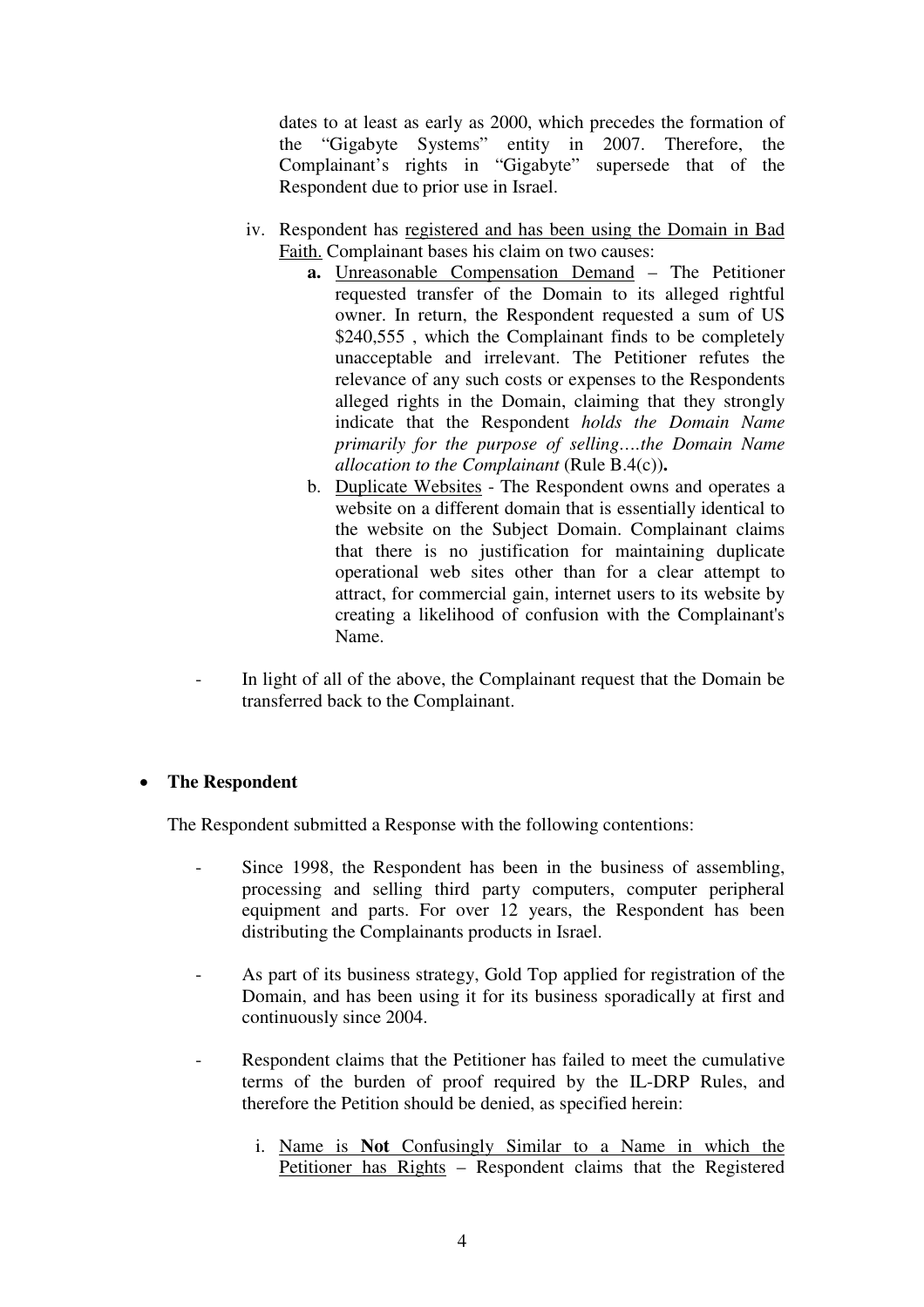dates to at least as early as 2000, which precedes the formation of the "Gigabyte Systems" entity in 2007. Therefore, the Complainant's rights in "Gigabyte" supersede that of the Respondent due to prior use in Israel.

iv. Respondent has <u>registered and has been using the Domain in Bad Faith.</u> Complainant bases his claim on two causes:

   **a.** <u>Unreasonable Compensation Demand</u> – The Petitioner requested transfer of the Domain to its alleged rightful owner. In return, the Respondent requested a sum of US $240,555 , which the Complainant finds to be completely unacceptable and irrelevant. The Petitioner refutes the relevance of any such costs or expenses to the Respondents alleged rights in the Domain, claiming that they strongly indicate that the Respondent *holds the Domain Name primarily for the purpose of selling….the Domain Name allocation to the Complainant* (Rule B.4(c))**.**

   b. <u>Duplicate Websites</u> - The Respondent owns and operates a website on a different domain that is essentially identical to the website on the Subject Domain. Complainant claims that there is no justification for maintaining duplicate operational web sites other than for a clear attempt to attract, for commercial gain, internet users to its website by creating a likelihood of confusion with the Complainant's Name.

- In light of all of the above, the Complainant request that the Domain be transferred back to the Complainant.

- **The Respondent**

The Respondent submitted a Response with the following contentions:

- Since 1998, the Respondent has been in the business of assembling, processing and selling third party computers, computer peripheral equipment and parts. For over 12 years, the Respondent has been distributing the Complainants products in Israel.

- As part of its business strategy, Gold Top applied for registration of the Domain, and has been using it for its business sporadically at first and continuously since 2004.

- Respondent claims that the Petitioner has failed to meet the cumulative terms of the burden of proof required by the IL-DRP Rules, and therefore the Petition should be denied, as specified herein:

   i. <u>Name is **Not** Confusingly Similar to a Name in which the Petitioner has Rights</u> – Respondent claims that the Registered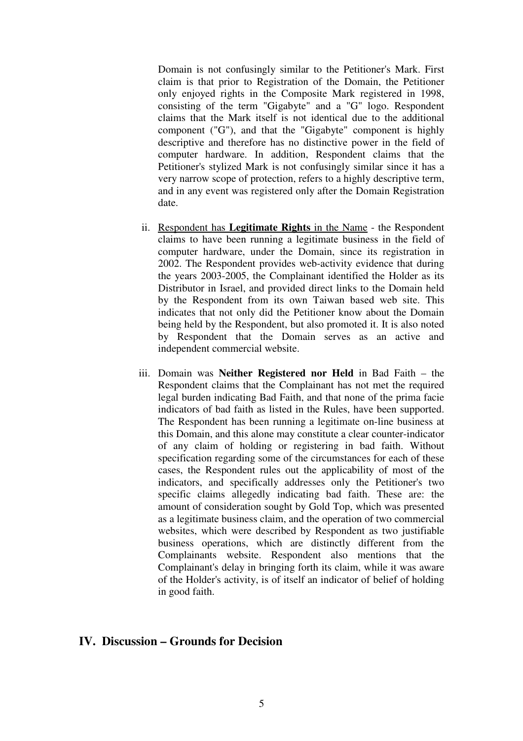Domain is not confusingly similar to the Petitioner's Mark. First claim is that prior to Registration of the Domain, the Petitioner only enjoyed rights in the Composite Mark registered in 1998, consisting of the term "Gigabyte" and a "G" logo. Respondent claims that the Mark itself is not identical due to the additional component ("G"), and that the "Gigabyte" component is highly descriptive and therefore has no distinctive power in the field of computer hardware. In addition, Respondent claims that the Petitioner's stylized Mark is not confusingly similar since it has a very narrow scope of protection, refers to a highly descriptive term, and in any event was registered only after the Domain Registration date.

ii. Respondent has **Legitimate Rights** in the Name - the Respondent claims to have been running a legitimate business in the field of computer hardware, under the Domain, since its registration in 2002. The Respondent provides web-activity evidence that during the years 2003-2005, the Complainant identified the Holder as its Distributor in Israel, and provided direct links to the Domain held by the Respondent from its own Taiwan based web site. This indicates that not only did the Petitioner know about the Domain being held by the Respondent, but also promoted it. It is also noted by Respondent that the Domain serves as an active and independent commercial website.

iii. Domain was **Neither Registered nor Held** in Bad Faith – the Respondent claims that the Complainant has not met the required legal burden indicating Bad Faith, and that none of the prima facie indicators of bad faith as listed in the Rules, have been supported. The Respondent has been running a legitimate on-line business at this Domain, and this alone may constitute a clear counter-indicator of any claim of holding or registering in bad faith. Without specification regarding some of the circumstances for each of these cases, the Respondent rules out the applicability of most of the indicators, and specifically addresses only the Petitioner's two specific claims allegedly indicating bad faith. These are: the amount of consideration sought by Gold Top, which was presented as a legitimate business claim, and the operation of two commercial websites, which were described by Respondent as two justifiable business operations, which are distinctly different from the Complainants website. Respondent also mentions that the Complainant's delay in bringing forth its claim, while it was aware of the Holder's activity, is of itself an indicator of belief of holding in good faith.

## IV. Discussion – Grounds for Decision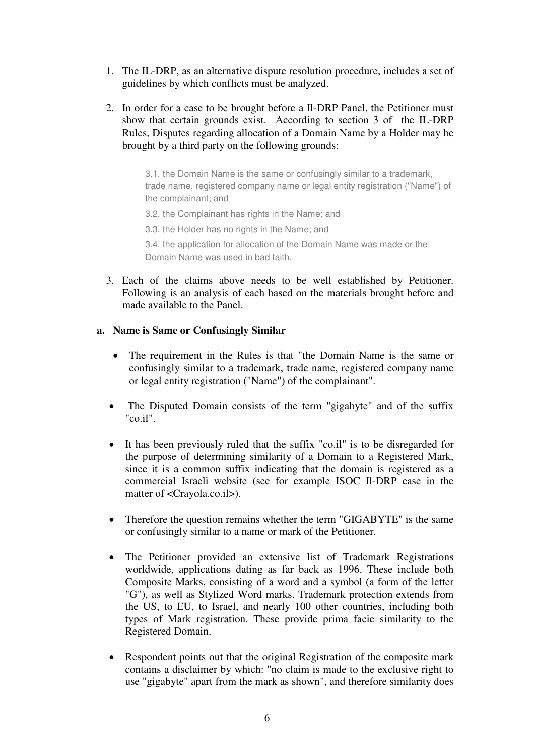1. The IL-DRP, as an alternative dispute resolution procedure, includes a set of guidelines by which conflicts must be analyzed.

2. In order for a case to be brought before a Il-DRP Panel, the Petitioner must show that certain grounds exist. According to section 3 of the IL-DRP Rules, Disputes regarding allocation of a Domain Name by a Holder may be brought by a third party on the following grounds:

   > 3.1. the Domain Name is the same or confusingly similar to a trademark, trade name, registered company name or legal entity registration ("Name") of the complainant; and
   >
   > 3.2. the Complainant has rights in the Name; and
   >
   > 3.3. the Holder has no rights in the Name; and
   >
   > 3.4. the application for allocation of the Domain Name was made or the Domain Name was used in bad faith.

3. Each of the claims above needs to be well established by Petitioner. Following is an analysis of each based on the materials brought before and made available to the Panel.

**a. Name is Same or Confusingly Similar**

- The requirement in the Rules is that "the Domain Name is the same or confusingly similar to a trademark, trade name, registered company name or legal entity registration ("Name") of the complainant".
- The Disputed Domain consists of the term "gigabyte" and of the suffix "co.il".
- It has been previously ruled that the suffix "co.il" is to be disregarded for the purpose of determining similarity of a Domain to a Registered Mark, since it is a common suffix indicating that the domain is registered as a commercial Israeli website (see for example ISOC Il-DRP case in the matter of <Crayola.co.il>).
- Therefore the question remains whether the term "GIGABYTE" is the same or confusingly similar to a name or mark of the Petitioner.
- The Petitioner provided an extensive list of Trademark Registrations worldwide, applications dating as far back as 1996. These include both Composite Marks, consisting of a word and a symbol (a form of the letter "G"), as well as Stylized Word marks. Trademark protection extends from the US, to EU, to Israel, and nearly 100 other countries, including both types of Mark registration. These provide prima facie similarity to the Registered Domain.
- Respondent points out that the original Registration of the composite mark contains a disclaimer by which: "no claim is made to the exclusive right to use "gigabyte" apart from the mark as shown", and therefore similarity does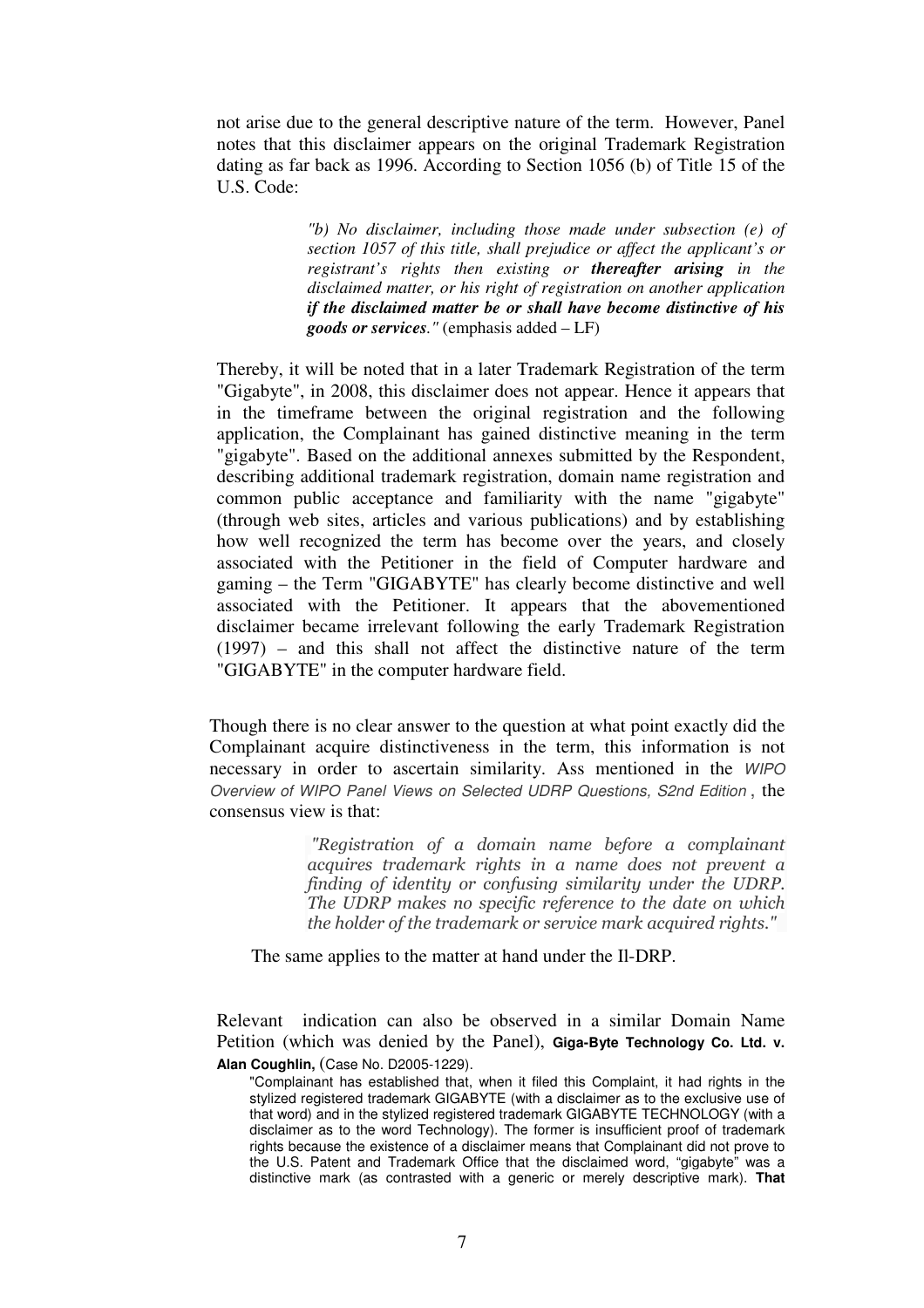not arise due to the general descriptive nature of the term. However, Panel notes that this disclaimer appears on the original Trademark Registration dating as far back as 1996. According to Section 1056 (b) of Title 15 of the U.S. Code:

> *"b) No disclaimer, including those made under subsection (e) of section 1057 of this title, shall prejudice or affect the applicant's or registrant's rights then existing or **thereafter arising** in the disclaimed matter, or his right of registration on another application **if the disclaimed matter be or shall have become distinctive of his goods or services**."* (emphasis added – LF)

Thereby, it will be noted that in a later Trademark Registration of the term "Gigabyte", in 2008, this disclaimer does not appear. Hence it appears that in the timeframe between the original registration and the following application, the Complainant has gained distinctive meaning in the term "gigabyte". Based on the additional annexes submitted by the Respondent, describing additional trademark registration, domain name registration and common public acceptance and familiarity with the name "gigabyte" (through web sites, articles and various publications) and by establishing how well recognized the term has become over the years, and closely associated with the Petitioner in the field of Computer hardware and gaming – the Term "GIGABYTE" has clearly become distinctive and well associated with the Petitioner. It appears that the abovementioned disclaimer became irrelevant following the early Trademark Registration (1997) – and this shall not affect the distinctive nature of the term "GIGABYTE" in the computer hardware field.

Though there is no clear answer to the question at what point exactly did the Complainant acquire distinctiveness in the term, this information is not necessary in order to ascertain similarity. Ass mentioned in the *WIPO Overview of WIPO Panel Views on Selected UDRP Questions, S2nd Edition* , the consensus view is that:

> *"Registration of a domain name before a complainant acquires trademark rights in a name does not prevent a finding of identity or confusing similarity under the UDRP. The UDRP makes no specific reference to the date on which the holder of the trademark or service mark acquired rights."*

The same applies to the matter at hand under the Il-DRP.

Relevant indication can also be observed in a similar Domain Name Petition (which was denied by the Panel), **Giga-Byte Technology Co. Ltd. v. Alan Coughlin,** (Case No. D2005-1229).

"Complainant has established that, when it filed this Complaint, it had rights in the stylized registered trademark GIGABYTE (with a disclaimer as to the exclusive use of that word) and in the stylized registered trademark GIGABYTE TECHNOLOGY (with a disclaimer as to the word Technology). The former is insufficient proof of trademark rights because the existence of a disclaimer means that Complainant did not prove to the U.S. Patent and Trademark Office that the disclaimed word, "gigabyte" was a distinctive mark (as contrasted with a generic or merely descriptive mark). **That**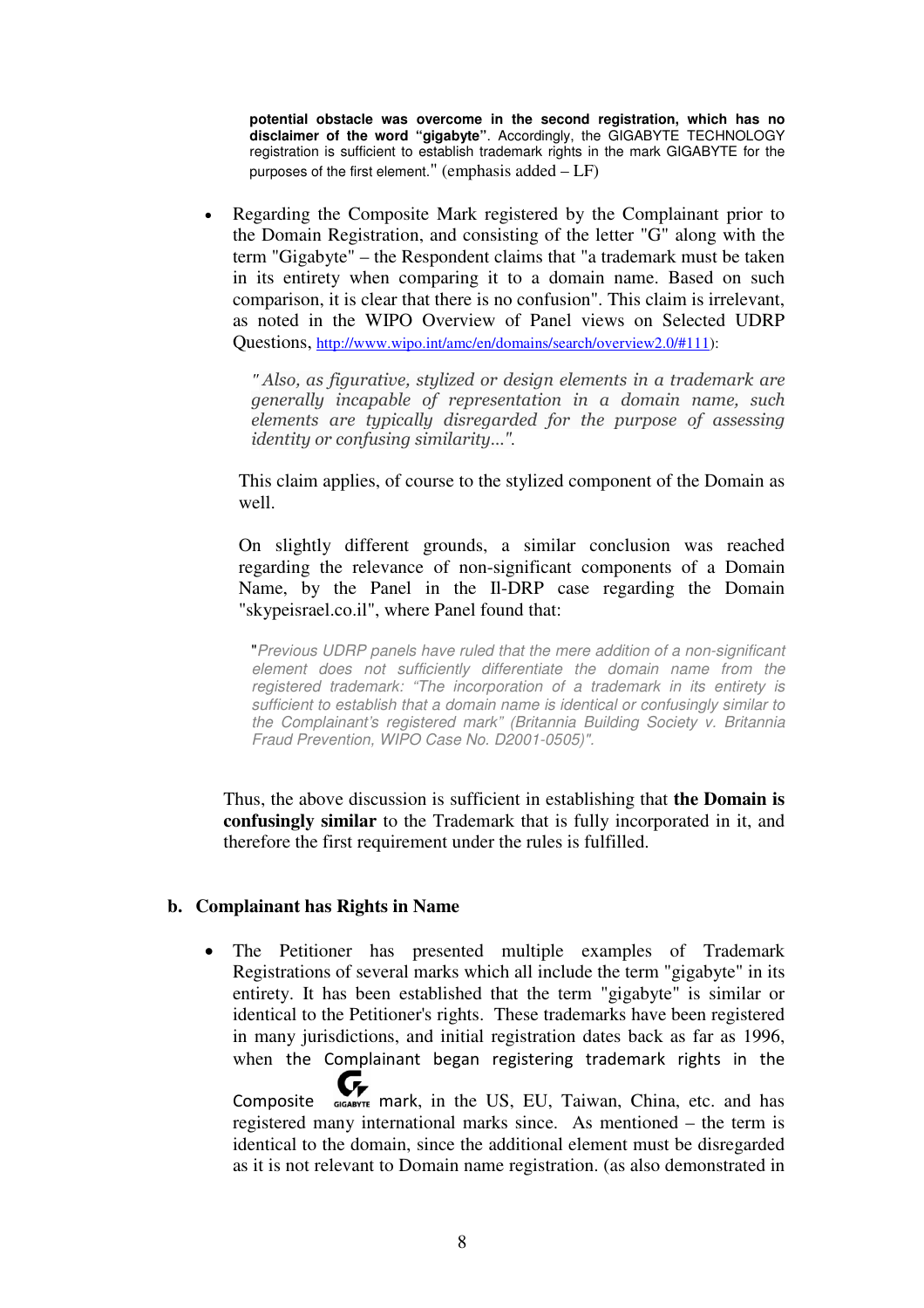**potential obstacle was overcome in the second registration, which has no disclaimer of the word "gigabyte"**. Accordingly, the GIGABYTE TECHNOLOGY registration is sufficient to establish trademark rights in the mark GIGABYTE for the purposes of the first element." (emphasis added – LF)

- Regarding the Composite Mark registered by the Complainant prior to the Domain Registration, and consisting of the letter "G" along with the term "Gigabyte" – the Respondent claims that "a trademark must be taken in its entirety when comparing it to a domain name. Based on such comparison, it is clear that there is no confusion". This claim is irrelevant, as noted in the WIPO Overview of Panel views on Selected UDRP Questions, http://www.wipo.int/amc/en/domains/search/overview2.0/#111):

  > *" Also, as figurative, stylized or design elements in a trademark are generally incapable of representation in a domain name, such elements are typically disregarded for the purpose of assessing identity or confusing similarity...".*

  This claim applies, of course to the stylized component of the Domain as well.

  On slightly different grounds, a similar conclusion was reached regarding the relevance of non-significant components of a Domain Name, by the Panel in the Il-DRP case regarding the Domain "skypeisrael.co.il", where Panel found that:

  > "*Previous UDRP panels have ruled that the mere addition of a non-significant element does not sufficiently differentiate the domain name from the registered trademark: "The incorporation of a trademark in its entirety is sufficient to establish that a domain name is identical or confusingly similar to the Complainant's registered mark" (Britannia Building Society v. Britannia Fraud Prevention, WIPO Case No. D2001-0505)".*

Thus, the above discussion is sufficient in establishing that **the Domain is confusingly similar** to the Trademark that is fully incorporated in it, and therefore the first requirement under the rules is fulfilled.

### b. Complainant has Rights in Name

- The Petitioner has presented multiple examples of Trademark Registrations of several marks which all include the term "gigabyte" in its entirety. It has been established that the term "gigabyte" is similar or identical to the Petitioner's rights. These trademarks have been registered in many jurisdictions, and initial registration dates back as far as 1996, when the Complainant began registering trademark rights in the Composite GIGABYTE mark, in the US, EU, Taiwan, China, etc. and has registered many international marks since. As mentioned – the term is identical to the domain, since the additional element must be disregarded as it is not relevant to Domain name registration. (as also demonstrated in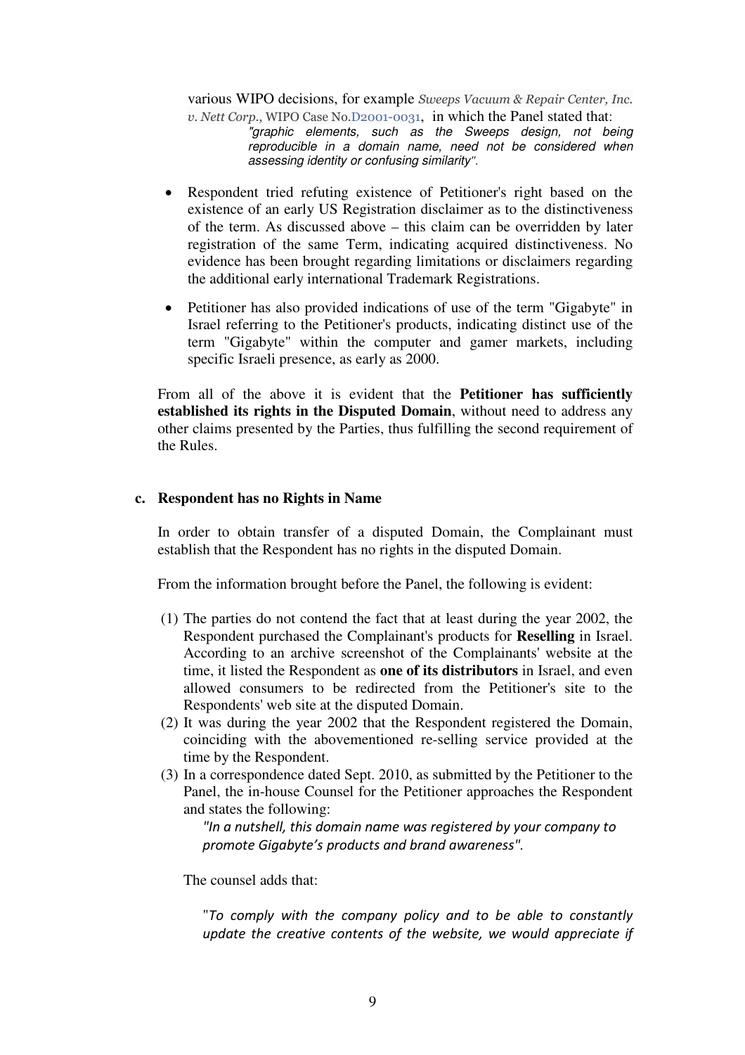various WIPO decisions, for example *Sweeps Vacuum & Repair Center, Inc. v. Nett Corp.*, WIPO Case No.D2001-0031, in which the Panel stated that:

> *"graphic elements, such as the Sweeps design, not being reproducible in a domain name, need not be considered when assessing identity or confusing similarity"*.

- Respondent tried refuting existence of Petitioner's right based on the existence of an early US Registration disclaimer as to the distinctiveness of the term. As discussed above – this claim can be overridden by later registration of the same Term, indicating acquired distinctiveness. No evidence has been brought regarding limitations or disclaimers regarding the additional early international Trademark Registrations.
- Petitioner has also provided indications of use of the term "Gigabyte" in Israel referring to the Petitioner's products, indicating distinct use of the term "Gigabyte" within the computer and gamer markets, including specific Israeli presence, as early as 2000.

From all of the above it is evident that the **Petitioner has sufficiently established its rights in the Disputed Domain**, without need to address any other claims presented by the Parties, thus fulfilling the second requirement of the Rules.

### c. Respondent has no Rights in Name

In order to obtain transfer of a disputed Domain, the Complainant must establish that the Respondent has no rights in the disputed Domain.

From the information brought before the Panel, the following is evident:

(1) The parties do not contend the fact that at least during the year 2002, the Respondent purchased the Complainant's products for **Reselling** in Israel. According to an archive screenshot of the Complainants' website at the time, it listed the Respondent as **one of its distributors** in Israel, and even allowed consumers to be redirected from the Petitioner's site to the Respondents' web site at the disputed Domain.

(2) It was during the year 2002 that the Respondent registered the Domain, coinciding with the abovementioned re-selling service provided at the time by the Respondent.

(3) In a correspondence dated Sept. 2010, as submitted by the Petitioner to the Panel, the in-house Counsel for the Petitioner approaches the Respondent and states the following:

> *"In a nutshell, this domain name was registered by your company to promote Gigabyte's products and brand awareness"*.

The counsel adds that:

> "*To comply with the company policy and to be able to constantly update the creative contents of the website, we would appreciate if*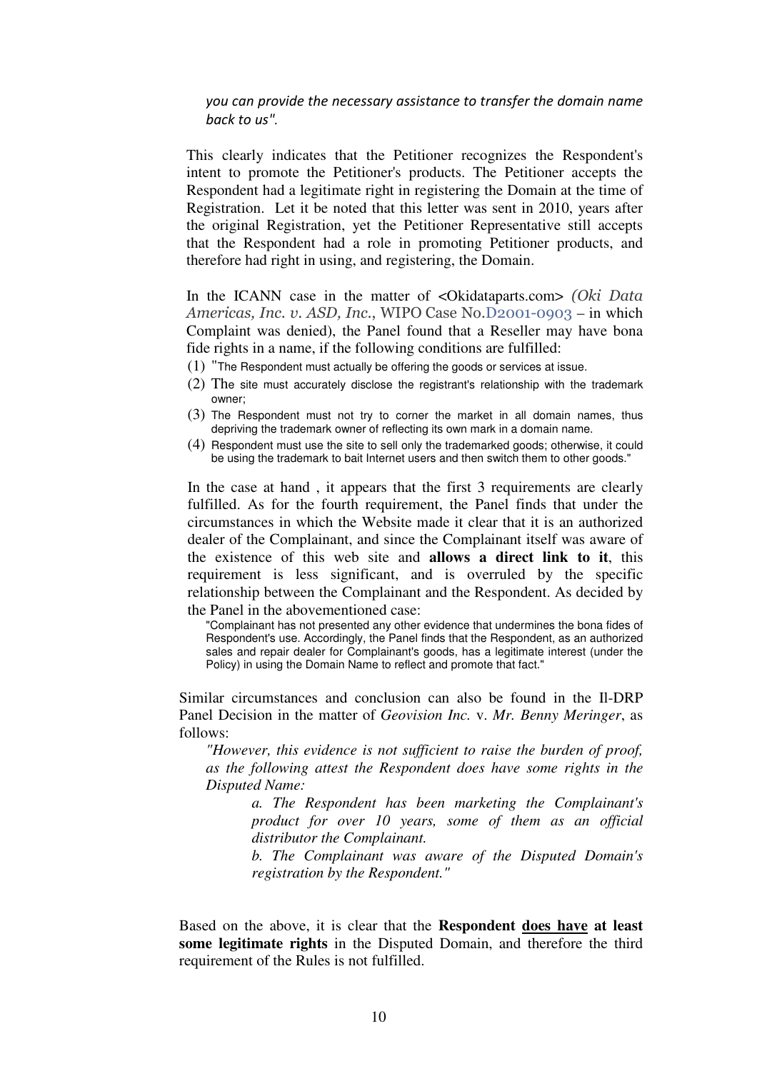*you can provide the necessary assistance to transfer the domain name back to us".*

This clearly indicates that the Petitioner recognizes the Respondent's intent to promote the Petitioner's products. The Petitioner accepts the Respondent had a legitimate right in registering the Domain at the time of Registration. Let it be noted that this letter was sent in 2010, years after the original Registration, yet the Petitioner Representative still accepts that the Respondent had a role in promoting Petitioner products, and therefore had right in using, and registering, the Domain.

In the ICANN case in the matter of <Okidataparts.com> *(Oki Data Americas, Inc. v. ASD, Inc.*, WIPO Case No.D2001-0903 – in which Complaint was denied), the Panel found that a Reseller may have bona fide rights in a name, if the following conditions are fulfilled:

(1) "The Respondent must actually be offering the goods or services at issue.

(2) The site must accurately disclose the registrant's relationship with the trademark owner;

(3) The Respondent must not try to corner the market in all domain names, thus depriving the trademark owner of reflecting its own mark in a domain name.

(4) Respondent must use the site to sell only the trademarked goods; otherwise, it could be using the trademark to bait Internet users and then switch them to other goods."

In the case at hand , it appears that the first 3 requirements are clearly fulfilled. As for the fourth requirement, the Panel finds that under the circumstances in which the Website made it clear that it is an authorized dealer of the Complainant, and since the Complainant itself was aware of the existence of this web site and **allows a direct link to it**, this requirement is less significant, and is overruled by the specific relationship between the Complainant and the Respondent. As decided by the Panel in the abovementioned case:

> "Complainant has not presented any other evidence that undermines the bona fides of Respondent's use. Accordingly, the Panel finds that the Respondent, as an authorized sales and repair dealer for Complainant's goods, has a legitimate interest (under the Policy) in using the Domain Name to reflect and promote that fact."

Similar circumstances and conclusion can also be found in the Il-DRP Panel Decision in the matter of *Geovision Inc.* v. *Mr. Benny Meringer*, as follows:

> *"However, this evidence is not sufficient to raise the burden of proof, as the following attest the Respondent does have some rights in the Disputed Name:*
>
> > *a. The Respondent has been marketing the Complainant's product for over 10 years, some of them as an official distributor the Complainant.*
> >
> > *b. The Complainant was aware of the Disputed Domain's registration by the Respondent."*

Based on the above, it is clear that the **Respondent <u>does have</u> at least some legitimate rights** in the Disputed Domain, and therefore the third requirement of the Rules is not fulfilled.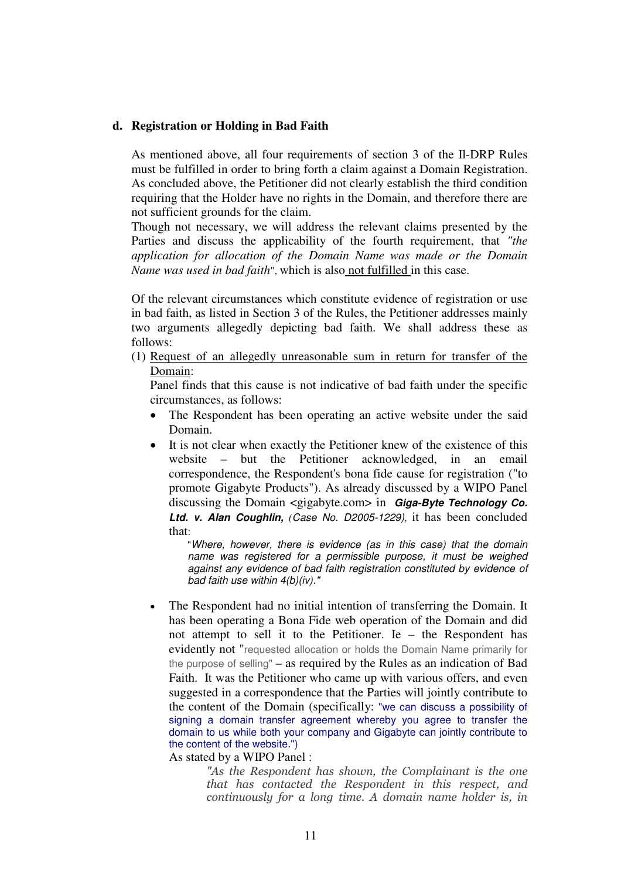### d. Registration or Holding in Bad Faith

As mentioned above, all four requirements of section 3 of the Il-DRP Rules must be fulfilled in order to bring forth a claim against a Domain Registration. As concluded above, the Petitioner did not clearly establish the third condition requiring that the Holder have no rights in the Domain, and therefore there are not sufficient grounds for the claim.

Though not necessary, we will address the relevant claims presented by the Parties and discuss the applicability of the fourth requirement, that *"the application for allocation of the Domain Name was made or the Domain Name was used in bad faith"*, which is also not fulfilled in this case.

Of the relevant circumstances which constitute evidence of registration or use in bad faith, as listed in Section 3 of the Rules, the Petitioner addresses mainly two arguments allegedly depicting bad faith. We shall address these as follows:

(1) Request of an allegedly unreasonable sum in return for transfer of the Domain:

Panel finds that this cause is not indicative of bad faith under the specific circumstances, as follows:

- The Respondent has been operating an active website under the said Domain.
- It is not clear when exactly the Petitioner knew of the existence of this website – but the Petitioner acknowledged, in an email correspondence, the Respondent's bona fide cause for registration ("to promote Gigabyte Products"). As already discussed by a WIPO Panel discussing the Domain <gigabyte.com> in ***Giga-Byte Technology Co. Ltd. v. Alan Coughlin,*** *(Case No. D2005-1229)*, it has been concluded that:

  > "*Where, however, there is evidence (as in this case) that the domain name was registered for a permissible purpose, it must be weighed against any evidence of bad faith registration constituted by evidence of bad faith use within 4(b)(iv)."*

- The Respondent had no initial intention of transferring the Domain. It has been operating a Bona Fide web operation of the Domain and did not attempt to sell it to the Petitioner. Ie – the Respondent has evidently not "requested allocation or holds the Domain Name primarily for the purpose of selling" – as required by the Rules as an indication of Bad Faith. It was the Petitioner who came up with various offers, and even suggested in a correspondence that the Parties will jointly contribute to the content of the Domain (specifically: "we can discuss a possibility of signing a domain transfer agreement whereby you agree to transfer the domain to us while both your company and Gigabyte can jointly contribute to the content of the website.")

  As stated by a WIPO Panel :

  > *"As the Respondent has shown, the Complainant is the one that has contacted the Respondent in this respect, and continuously for a long time. A domain name holder is, in*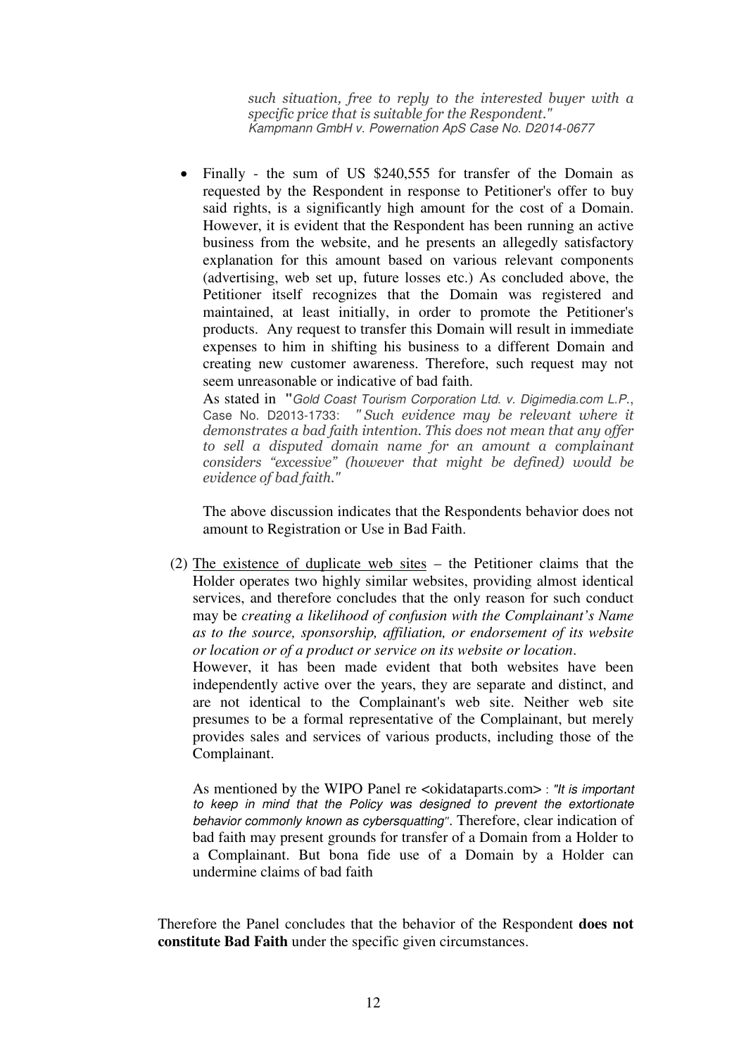> *such situation, free to reply to the interested buyer with a specific price that is suitable for the Respondent."*
> *Kampmann GmbH v. Powernation ApS Case No. D2014-0677*

- Finally - the sum of US $240,555 for transfer of the Domain as requested by the Respondent in response to Petitioner's offer to buy said rights, is a significantly high amount for the cost of a Domain. However, it is evident that the Respondent has been running an active business from the website, and he presents an allegedly satisfactory explanation for this amount based on various relevant components (advertising, web set up, future losses etc.) As concluded above, the Petitioner itself recognizes that the Domain was registered and maintained, at least initially, in order to promote the Petitioner's products. Any request to transfer this Domain will result in immediate expenses to him in shifting his business to a different Domain and creating new customer awareness. Therefore, such request may not seem unreasonable or indicative of bad faith.

  As stated in "*Gold Coast Tourism Corporation Ltd. v. Digimedia.com L.P.*, Case No. D2013-1733: *" Such evidence may be relevant where it demonstrates a bad faith intention. This does not mean that any offer to sell a disputed domain name for an amount a complainant considers "excessive" (however that might be defined) would be evidence of bad faith."*

  The above discussion indicates that the Respondents behavior does not amount to Registration or Use in Bad Faith.

(2) The existence of duplicate web sites – the Petitioner claims that the Holder operates two highly similar websites, providing almost identical services, and therefore concludes that the only reason for such conduct may be *creating a likelihood of confusion with the Complainant's Name as to the source, sponsorship, affiliation, or endorsement of its website or location or of a product or service on its website or location*.
However, it has been made evident that both websites have been independently active over the years, they are separate and distinct, and are not identical to the Complainant's web site. Neither web site presumes to be a formal representative of the Complainant, but merely provides sales and services of various products, including those of the Complainant.

As mentioned by the WIPO Panel re <okidataparts.com> : *"It is important to keep in mind that the Policy was designed to prevent the extortionate behavior commonly known as cybersquatting"*. Therefore, clear indication of bad faith may present grounds for transfer of a Domain from a Holder to a Complainant. But bona fide use of a Domain by a Holder can undermine claims of bad faith

Therefore the Panel concludes that the behavior of the Respondent **does not constitute Bad Faith** under the specific given circumstances.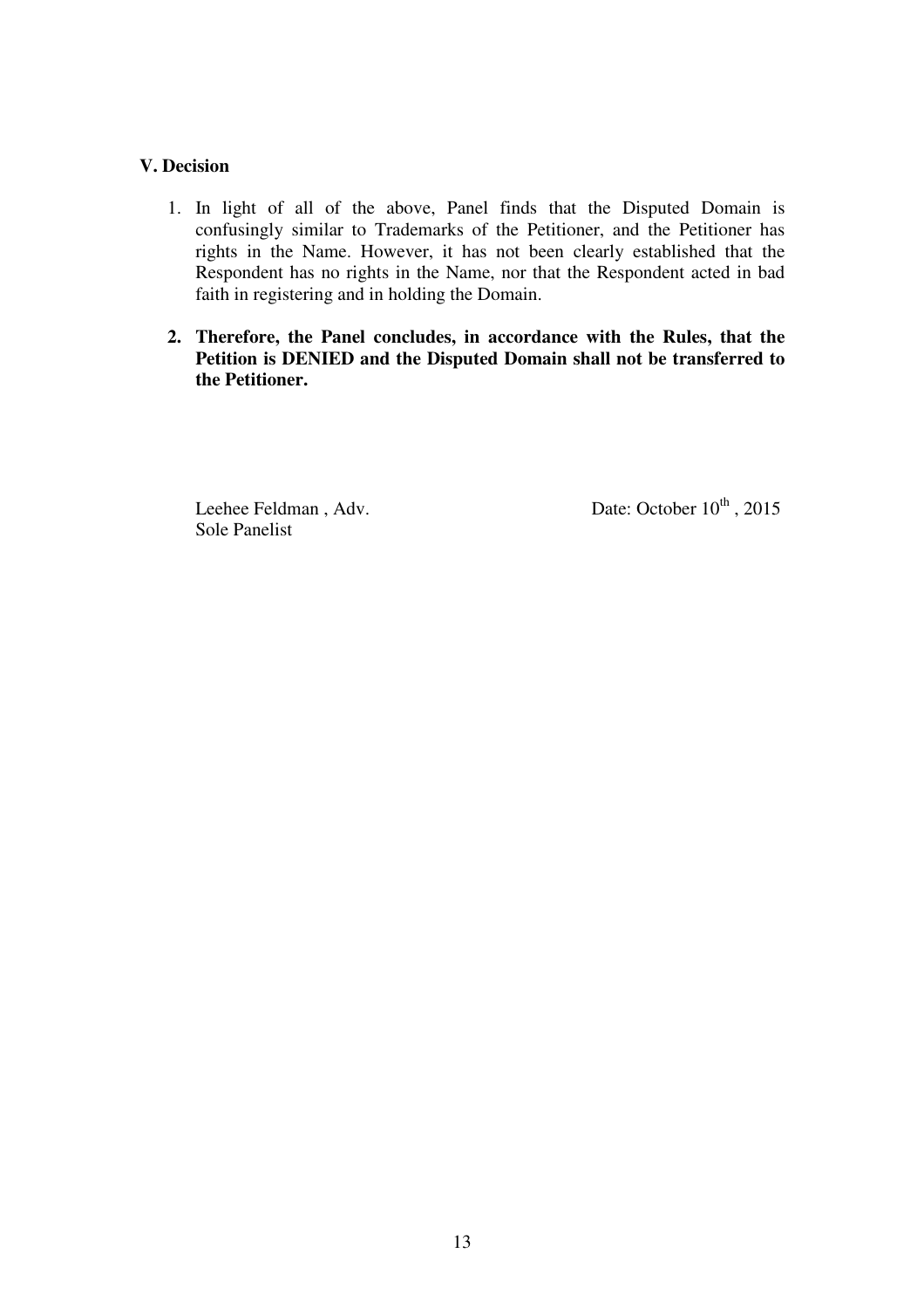### V. Decision

1. In light of all of the above, Panel finds that the Disputed Domain is confusingly similar to Trademarks of the Petitioner, and the Petitioner has rights in the Name. However, it has not been clearly established that the Respondent has no rights in the Name, nor that the Respondent acted in bad faith in registering and in holding the Domain.

2. **Therefore, the Panel concludes, in accordance with the Rules, that the Petition is DENIED and the Disputed Domain shall not be transferred to the Petitioner.**

Leehee Feldman , Adv.
Sole Panelist

Date: October 10th , 2015